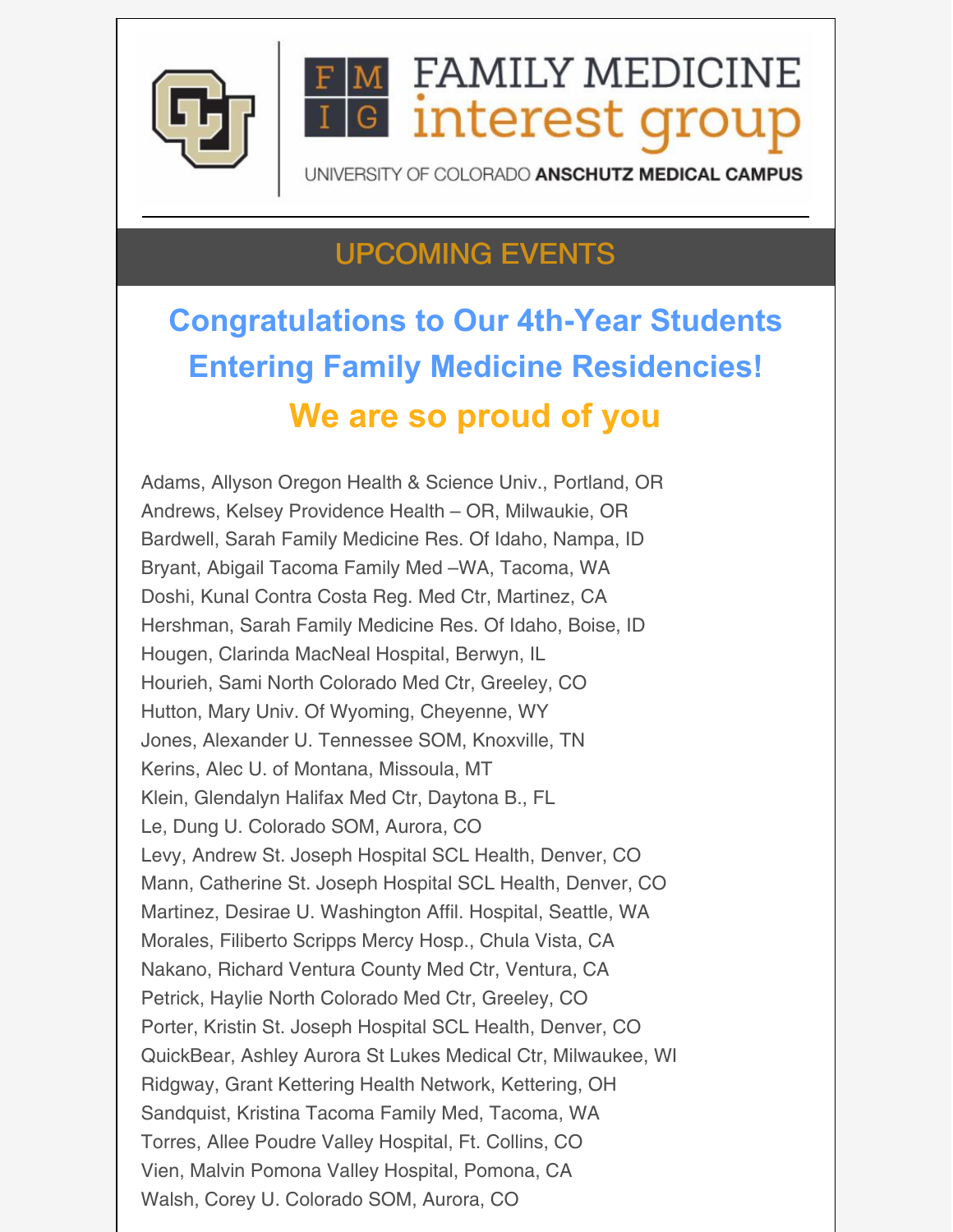# FAMILY MEDICINE interest group

UNIVERSITY OF COLORADO **ANSCHUTZ MEDICAL CAMPUS**

## UPCOMING EVENTS

## Congratulations to Our 4th-Year Students Entering Family Medicine Residencies!

## We are so proud of you

Adams, Allyson Oregon Health & Science Univ., Portland, OR
Andrews, Kelsey Providence Health – OR, Milwaukie, OR
Bardwell, Sarah Family Medicine Res. Of Idaho, Nampa, ID
Bryant, Abigail Tacoma Family Med –WA, Tacoma, WA
Doshi, Kunal Contra Costa Reg. Med Ctr, Martinez, CA
Hershman, Sarah Family Medicine Res. Of Idaho, Boise, ID
Hougen, Clarinda MacNeal Hospital, Berwyn, IL
Hourieh, Sami North Colorado Med Ctr, Greeley, CO
Hutton, Mary Univ. Of Wyoming, Cheyenne, WY
Jones, Alexander U. Tennessee SOM, Knoxville, TN
Kerins, Alec U. of Montana, Missoula, MT
Klein, Glendalyn Halifax Med Ctr, Daytona B., FL
Le, Dung U. Colorado SOM, Aurora, CO
Levy, Andrew St. Joseph Hospital SCL Health, Denver, CO
Mann, Catherine St. Joseph Hospital SCL Health, Denver, CO
Martinez, Desirae U. Washington Affil. Hospital, Seattle, WA
Morales, Filiberto Scripps Mercy Hosp., Chula Vista, CA
Nakano, Richard Ventura County Med Ctr, Ventura, CA
Petrick, Haylie North Colorado Med Ctr, Greeley, CO
Porter, Kristin St. Joseph Hospital SCL Health, Denver, CO
QuickBear, Ashley Aurora St Lukes Medical Ctr, Milwaukee, WI
Ridgway, Grant Kettering Health Network, Kettering, OH
Sandquist, Kristina Tacoma Family Med, Tacoma, WA
Torres, Allee Poudre Valley Hospital, Ft. Collins, CO
Vien, Malvin Pomona Valley Hospital, Pomona, CA
Walsh, Corey U. Colorado SOM, Aurora, CO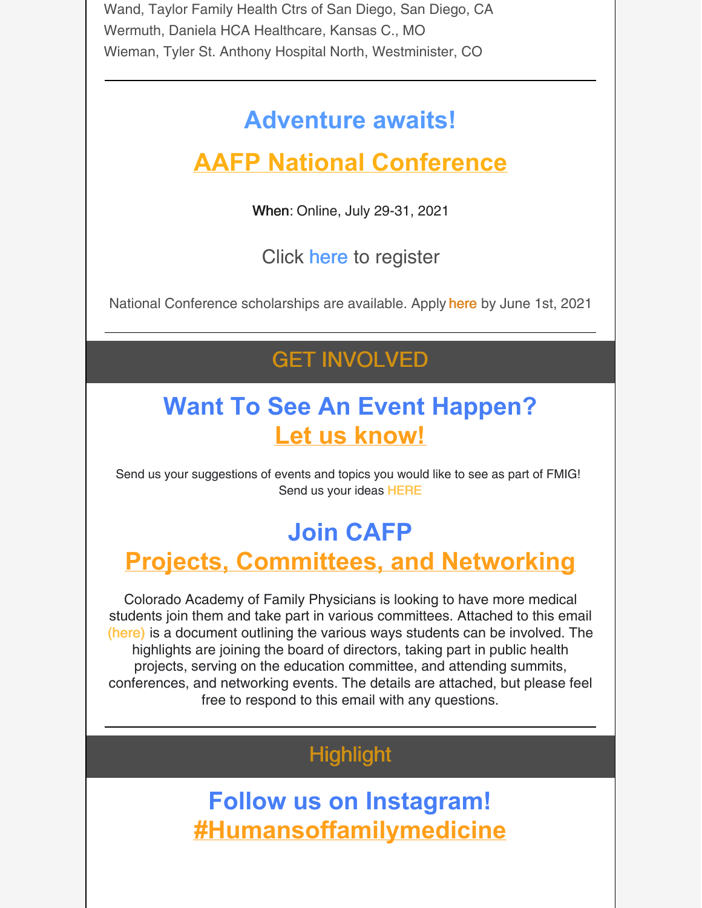Wand, Taylor Family Health Ctrs of San Diego, San Diego, CA
Wermuth, Daniela HCA Healthcare, Kansas C., MO
Wieman, Tyler St. Anthony Hospital North, Westminister, CO

---

## Adventure awaits!

## AAFP National Conference

**When**: Online, July 29-31, 2021

Click here to register

National Conference scholarships are available. Apply here by June 1st, 2021

---

# GET INVOLVED

## Want To See An Event Happen? Let us know!

Send us your suggestions of events and topics you would like to see as part of FMIG! Send us your ideas HERE

## Join CAFP Projects, Committees, and Networking

Colorado Academy of Family Physicians is looking to have more medical students join them and take part in various committees. Attached to this email (here) is a document outlining the various ways students can be involved. The highlights are joining the board of directors, taking part in public health projects, serving on the education committee, and attending summits, conferences, and networking events. The details are attached, but please feel free to respond to this email with any questions.

---

# Highlight

## Follow us on Instagram! #Humansoffamilymedicine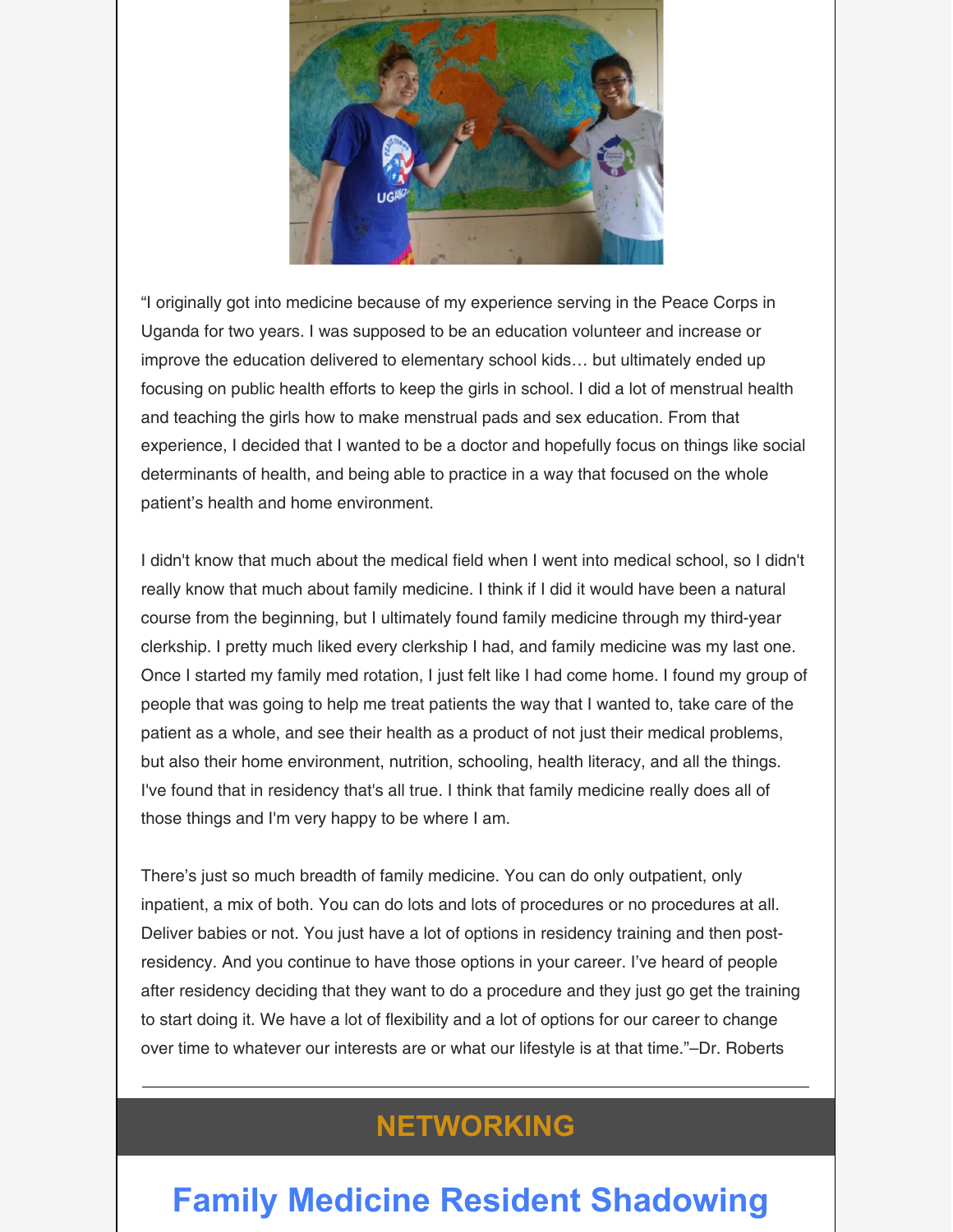"I originally got into medicine because of my experience serving in the Peace Corps in Uganda for two years. I was supposed to be an education volunteer and increase or improve the education delivered to elementary school kids… but ultimately ended up focusing on public health efforts to keep the girls in school. I did a lot of menstrual health and teaching the girls how to make menstrual pads and sex education. From that experience, I decided that I wanted to be a doctor and hopefully focus on things like social determinants of health, and being able to practice in a way that focused on the whole patient's health and home environment.

I didn't know that much about the medical field when I went into medical school, so I didn't really know that much about family medicine. I think if I did it would have been a natural course from the beginning, but I ultimately found family medicine through my third-year clerkship. I pretty much liked every clerkship I had, and family medicine was my last one. Once I started my family med rotation, I just felt like I had come home. I found my group of people that was going to help me treat patients the way that I wanted to, take care of the patient as a whole, and see their health as a product of not just their medical problems, but also their home environment, nutrition, schooling, health literacy, and all the things. I've found that in residency that's all true. I think that family medicine really does all of those things and I'm very happy to be where I am.

There's just so much breadth of family medicine. You can do only outpatient, only inpatient, a mix of both. You can do lots and lots of procedures or no procedures at all. Deliver babies or not. You just have a lot of options in residency training and then post-residency. And you continue to have those options in your career. I've heard of people after residency deciding that they want to do a procedure and they just go get the training to start doing it. We have a lot of flexibility and a lot of options for our career to change over time to whatever our interests are or what our lifestyle is at that time."–Dr. Roberts

---

## NETWORKING

# Family Medicine Resident Shadowing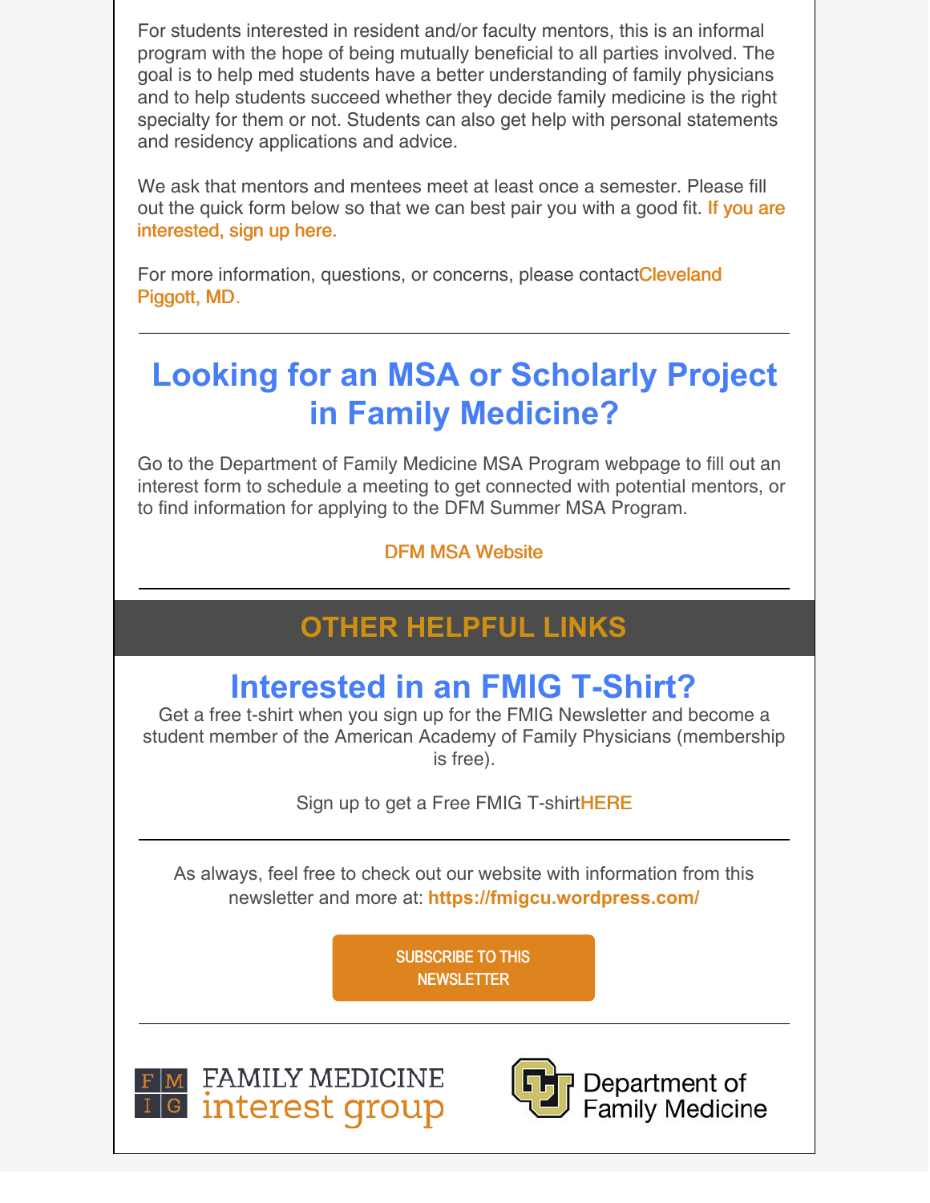For students interested in resident and/or faculty mentors, this is an informal program with the hope of being mutually beneficial to all parties involved. The goal is to help med students have a better understanding of family physicians and to help students succeed whether they decide family medicine is the right specialty for them or not. Students can also get help with personal statements and residency applications and advice.

We ask that mentors and mentees meet at least once a semester. Please fill out the quick form below so that we can best pair you with a good fit. If you are interested, sign up here.

For more information, questions, or concerns, please contactCleveland Piggott, MD.

---

# Looking for an MSA or Scholarly Project in Family Medicine?

Go to the Department of Family Medicine MSA Program webpage to fill out an interest form to schedule a meeting to get connected with potential mentors, or to find information for applying to the DFM Summer MSA Program.

DFM MSA Website

---

## OTHER HELPFUL LINKS

# Interested in an FMIG T-Shirt?

Get a free t-shirt when you sign up for the FMIG Newsletter and become a student member of the American Academy of Family Physicians (membership is free).

Sign up to get a Free FMIG T-shirtHERE

---

As always, feel free to check out our website with information from this newsletter and more at: **https://fmigcu.wordpress.com/**

SUBSCRIBE TO THIS NEWSLETTER

---

FMIG FAMILY MEDICINE interest group

Department of Family Medicine